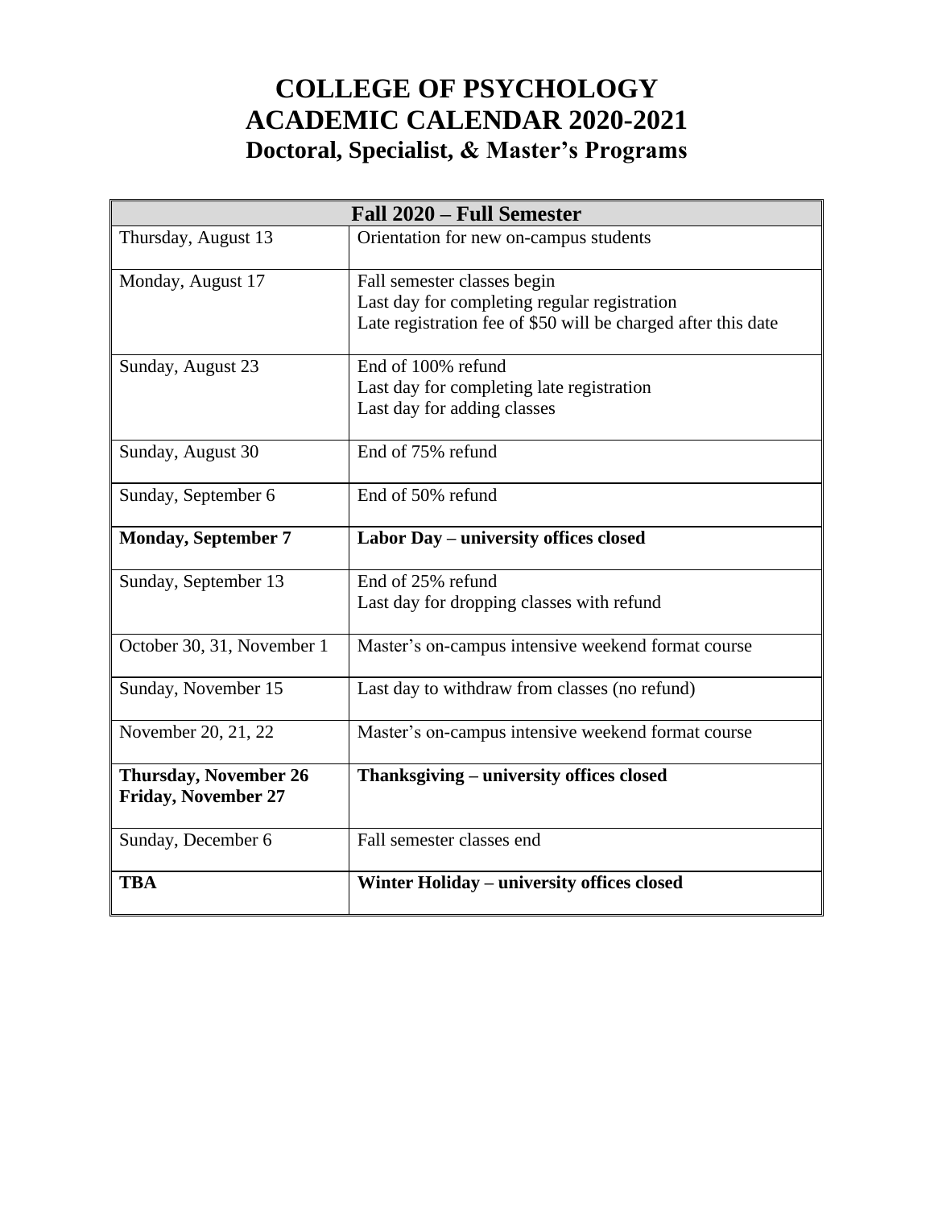# COLLEGE OF PSYCHOLOGY
# ACADEMIC CALENDAR 2020-2021
## Doctoral, Specialist, & Master's Programs

| Fall 2020 – Full Semester | |
|---|---|
| Thursday, August 13 | Orientation for new on-campus students |
| Monday, August 17 | Fall semester classes begin<br>Last day for completing regular registration<br>Late registration fee of $50 will be charged after this date |
| Sunday, August 23 | End of 100% refund<br>Last day for completing late registration<br>Last day for adding classes |
| Sunday, August 30 | End of 75% refund |
| Sunday, September 6 | End of 50% refund |
| **Monday, September 7** | **Labor Day – university offices closed** |
| Sunday, September 13 | End of 25% refund<br>Last day for dropping classes with refund |
| October 30, 31, November 1 | Master's on-campus intensive weekend format course |
| Sunday, November 15 | Last day to withdraw from classes (no refund) |
| November 20, 21, 22 | Master's on-campus intensive weekend format course |
| **Thursday, November 26<br>Friday, November 27** | **Thanksgiving – university offices closed** |
| Sunday, December 6 | Fall semester classes end |
| **TBA** | **Winter Holiday – university offices closed** |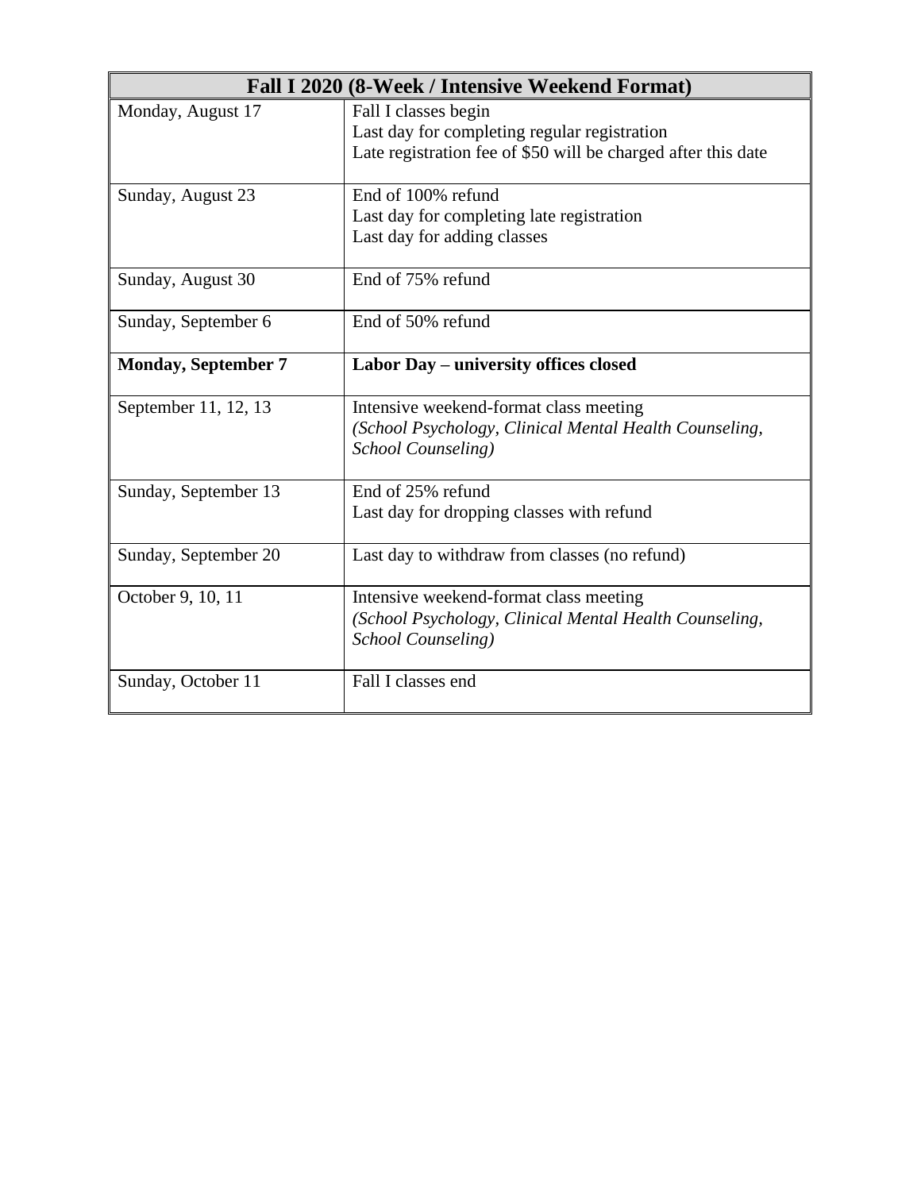| Fall I 2020 (8-Week / Intensive Weekend Format) | |
|---|---|
| Monday, August 17 | Fall I classes begin<br>Last day for completing regular registration<br>Late registration fee of $50 will be charged after this date |
| Sunday, August 23 | End of 100% refund<br>Last day for completing late registration<br>Last day for adding classes |
| Sunday, August 30 | End of 75% refund |
| Sunday, September 6 | End of 50% refund |
| **Monday, September 7** | **Labor Day – university offices closed** |
| September 11, 12, 13 | Intensive weekend-format class meeting<br>*(School Psychology, Clinical Mental Health Counseling, School Counseling)* |
| Sunday, September 13 | End of 25% refund<br>Last day for dropping classes with refund |
| Sunday, September 20 | Last day to withdraw from classes (no refund) |
| October 9, 10, 11 | Intensive weekend-format class meeting<br>*(School Psychology, Clinical Mental Health Counseling, School Counseling)* |
| Sunday, October 11 | Fall I classes end |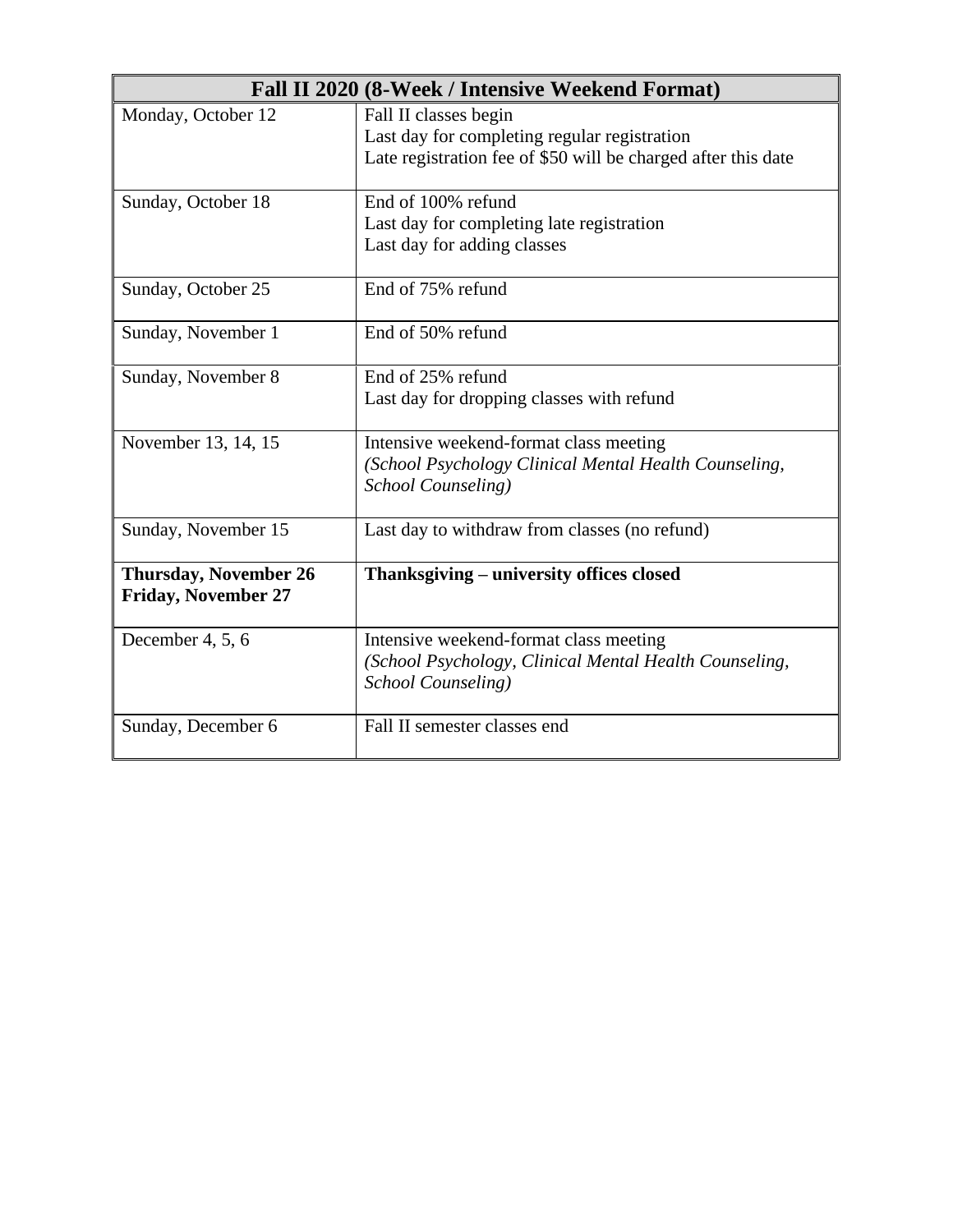| Fall II 2020 (8-Week / Intensive Weekend Format) | |
|---|---|
| Monday, October 12 | Fall II classes begin<br>Last day for completing regular registration<br>Late registration fee of $50 will be charged after this date |
| Sunday, October 18 | End of 100% refund<br>Last day for completing late registration<br>Last day for adding classes |
| Sunday, October 25 | End of 75% refund |
| Sunday, November 1 | End of 50% refund |
| Sunday, November 8 | End of 25% refund<br>Last day for dropping classes with refund |
| November 13, 14, 15 | Intensive weekend-format class meeting<br>*(School Psychology Clinical Mental Health Counseling, School Counseling)* |
| Sunday, November 15 | Last day to withdraw from classes (no refund) |
| **Thursday, November 26**<br>**Friday, November 27** | **Thanksgiving – university offices closed** |
| December 4, 5, 6 | Intensive weekend-format class meeting<br>*(School Psychology, Clinical Mental Health Counseling, School Counseling)* |
| Sunday, December 6 | Fall II semester classes end |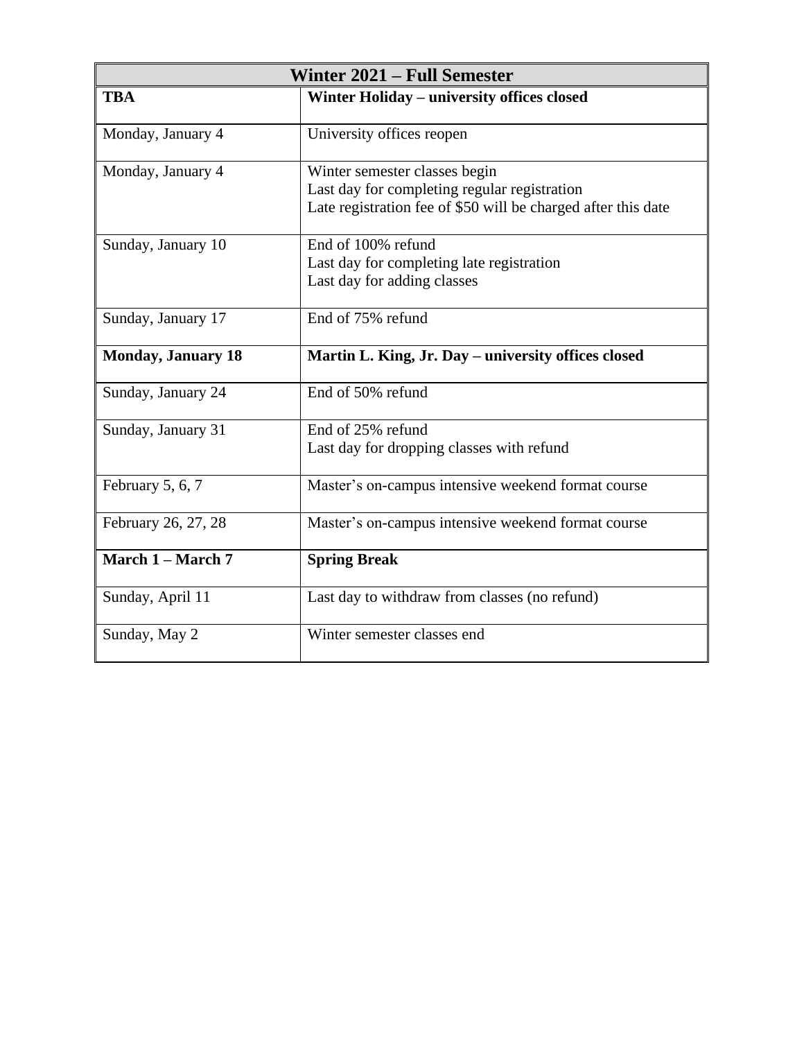| Winter 2021 – Full Semester | |
|---|---|
| **TBA** | **Winter Holiday – university offices closed** |
| Monday, January 4 | University offices reopen |
| Monday, January 4 | Winter semester classes begin<br>Last day for completing regular registration<br>Late registration fee of $50 will be charged after this date |
| Sunday, January 10 | End of 100% refund<br>Last day for completing late registration<br>Last day for adding classes |
| Sunday, January 17 | End of 75% refund |
| **Monday, January 18** | **Martin L. King, Jr. Day – university offices closed** |
| Sunday, January 24 | End of 50% refund |
| Sunday, January 31 | End of 25% refund<br>Last day for dropping classes with refund |
| February 5, 6, 7 | Master's on-campus intensive weekend format course |
| February 26, 27, 28 | Master's on-campus intensive weekend format course |
| **March 1 – March 7** | **Spring Break** |
| Sunday, April 11 | Last day to withdraw from classes (no refund) |
| Sunday, May 2 | Winter semester classes end |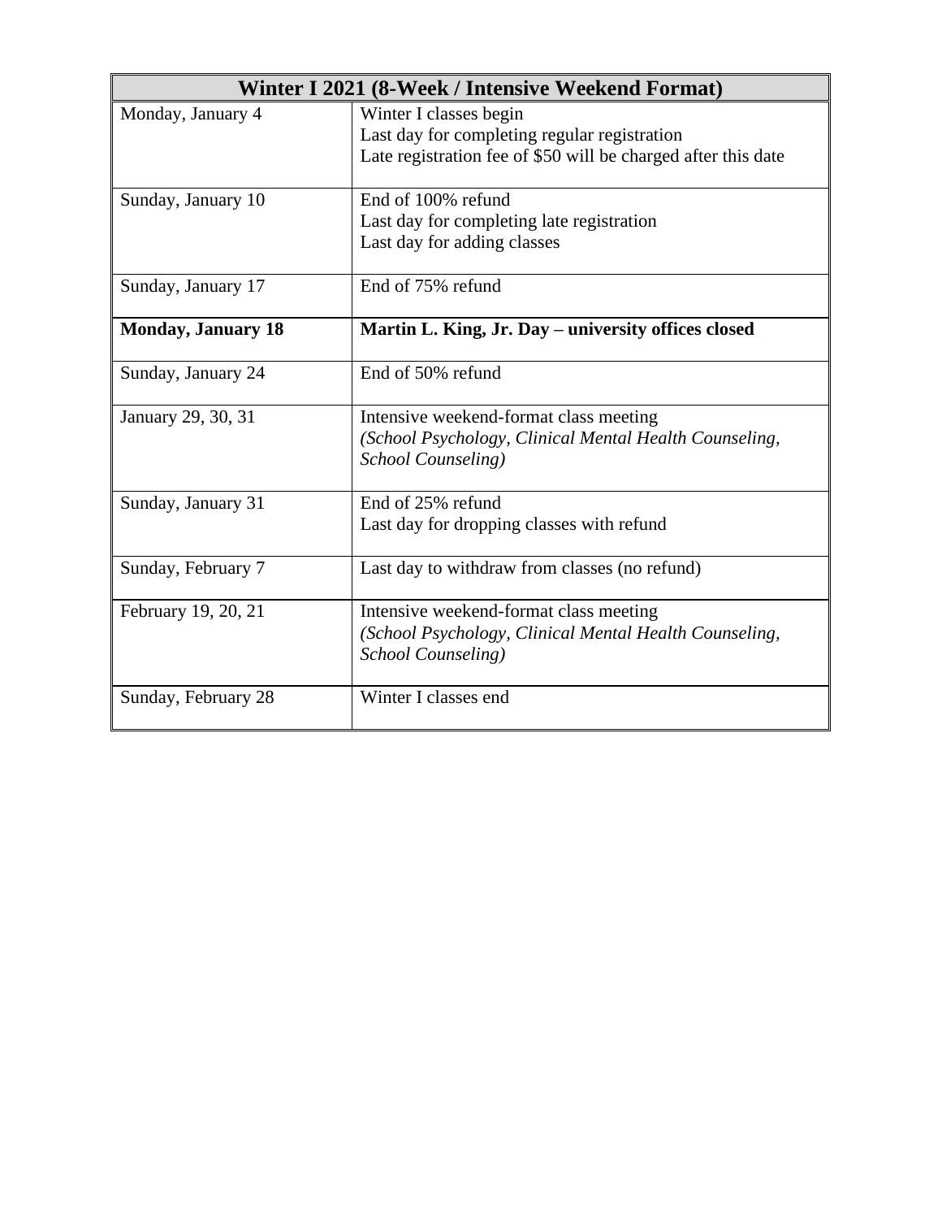| Winter I 2021 (8-Week / Intensive Weekend Format) | |
|---|---|
| Monday, January 4 | Winter I classes begin<br>Last day for completing regular registration<br>Late registration fee of $50 will be charged after this date |
| Sunday, January 10 | End of 100% refund<br>Last day for completing late registration<br>Last day for adding classes |
| Sunday, January 17 | End of 75% refund |
| **Monday, January 18** | **Martin L. King, Jr. Day – university offices closed** |
| Sunday, January 24 | End of 50% refund |
| January 29, 30, 31 | Intensive weekend-format class meeting<br>*(School Psychology, Clinical Mental Health Counseling, School Counseling)* |
| Sunday, January 31 | End of 25% refund<br>Last day for dropping classes with refund |
| Sunday, February 7 | Last day to withdraw from classes (no refund) |
| February 19, 20, 21 | Intensive weekend-format class meeting<br>*(School Psychology, Clinical Mental Health Counseling, School Counseling)* |
| Sunday, February 28 | Winter I classes end |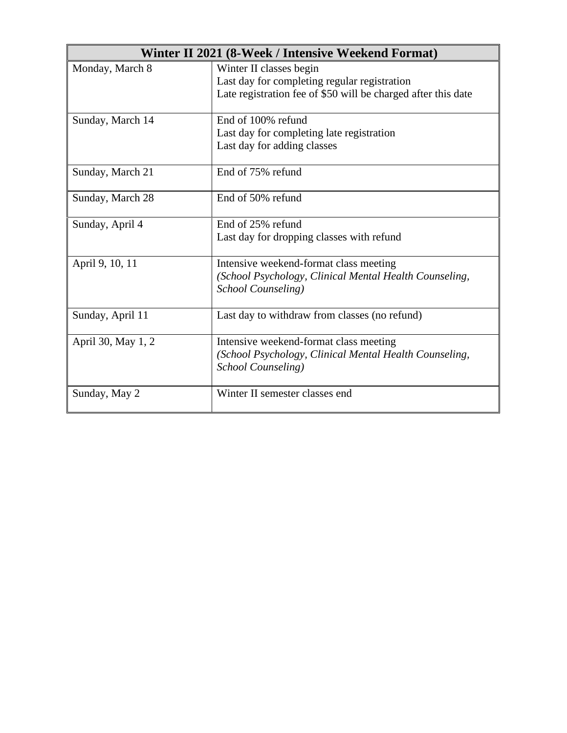| Winter II 2021 (8-Week / Intensive Weekend Format) | |
|---|---|
| Monday, March 8 | Winter II classes begin<br>Last day for completing regular registration<br>Late registration fee of $50 will be charged after this date |
| Sunday, March 14 | End of 100% refund<br>Last day for completing late registration<br>Last day for adding classes |
| Sunday, March 21 | End of 75% refund |
| Sunday, March 28 | End of 50% refund |
| Sunday, April 4 | End of 25% refund<br>Last day for dropping classes with refund |
| April 9, 10, 11 | Intensive weekend-format class meeting<br>*(School Psychology, Clinical Mental Health Counseling, School Counseling)* |
| Sunday, April 11 | Last day to withdraw from classes (no refund) |
| April 30, May 1, 2 | Intensive weekend-format class meeting<br>*(School Psychology, Clinical Mental Health Counseling, School Counseling)* |
| Sunday, May 2 | Winter II semester classes end |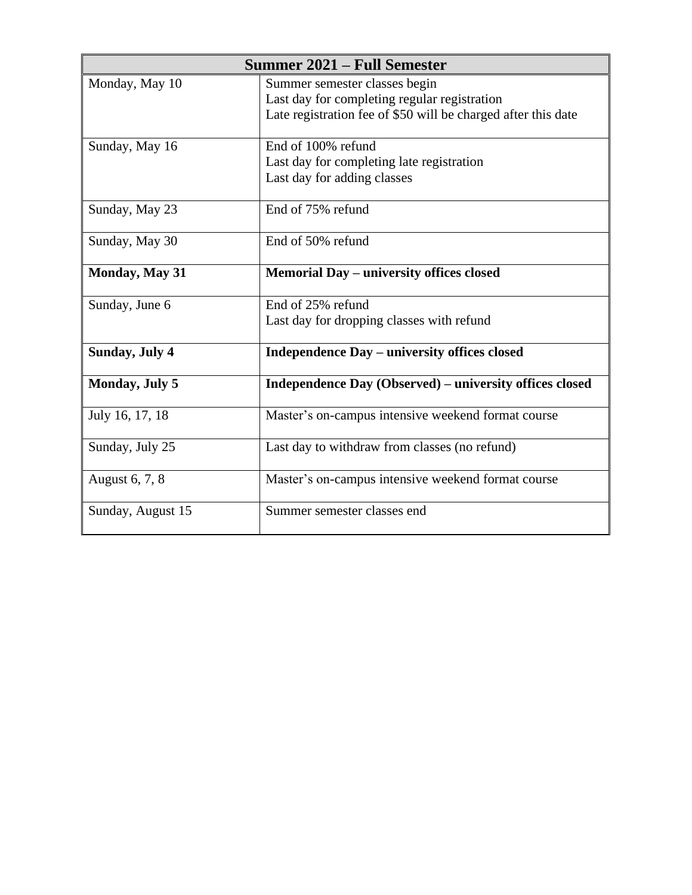| Summer 2021 – Full Semester | |
|---|---|
| Monday, May 10 | Summer semester classes begin<br>Last day for completing regular registration<br>Late registration fee of $50 will be charged after this date |
| Sunday, May 16 | End of 100% refund<br>Last day for completing late registration<br>Last day for adding classes |
| Sunday, May 23 | End of 75% refund |
| Sunday, May 30 | End of 50% refund |
| **Monday, May 31** | **Memorial Day – university offices closed** |
| Sunday, June 6 | End of 25% refund<br>Last day for dropping classes with refund |
| **Sunday, July 4** | **Independence Day – university offices closed** |
| **Monday, July 5** | **Independence Day (Observed) – university offices closed** |
| July 16, 17, 18 | Master's on-campus intensive weekend format course |
| Sunday, July 25 | Last day to withdraw from classes (no refund) |
| August 6, 7, 8 | Master's on-campus intensive weekend format course |
| Sunday, August 15 | Summer semester classes end |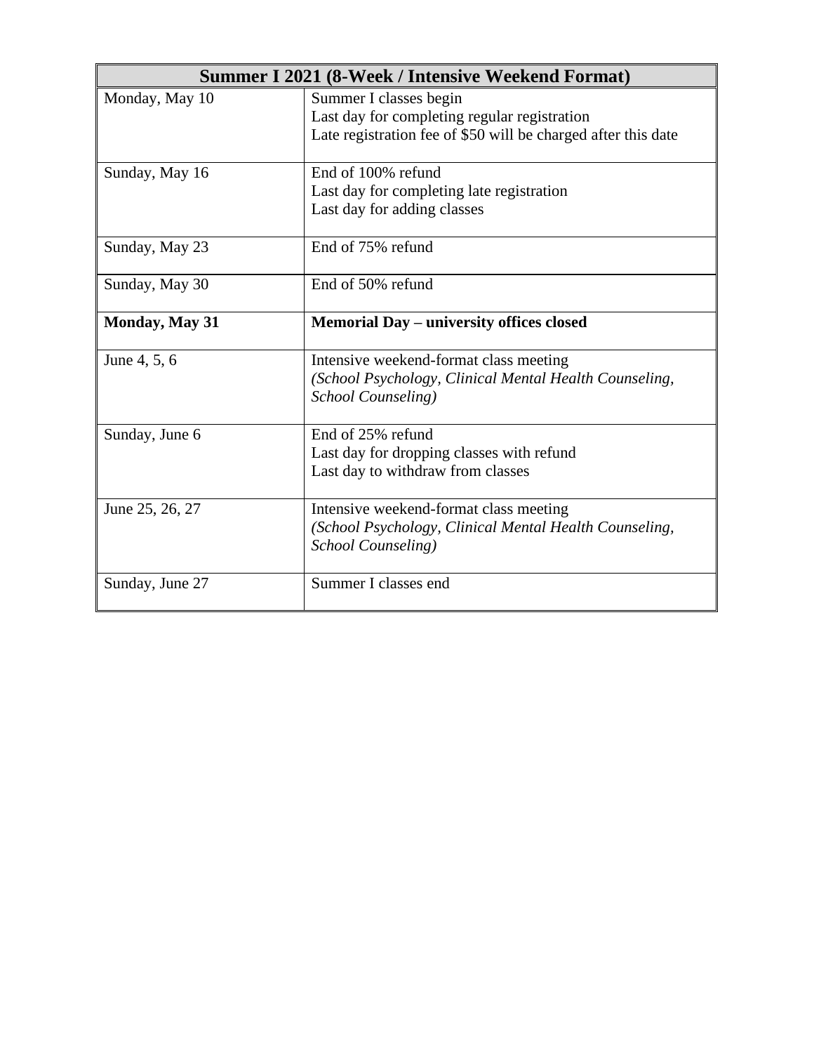| Summer I 2021 (8-Week / Intensive Weekend Format) | |
|---|---|
| Monday, May 10 | Summer I classes begin<br>Last day for completing regular registration<br>Late registration fee of $50 will be charged after this date |
| Sunday, May 16 | End of 100% refund<br>Last day for completing late registration<br>Last day for adding classes |
| Sunday, May 23 | End of 75% refund |
| Sunday, May 30 | End of 50% refund |
| **Monday, May 31** | **Memorial Day – university offices closed** |
| June 4, 5, 6 | Intensive weekend-format class meeting<br>*(School Psychology, Clinical Mental Health Counseling, School Counseling)* |
| Sunday, June 6 | End of 25% refund<br>Last day for dropping classes with refund<br>Last day to withdraw from classes |
| June 25, 26, 27 | Intensive weekend-format class meeting<br>*(School Psychology, Clinical Mental Health Counseling, School Counseling)* |
| Sunday, June 27 | Summer I classes end |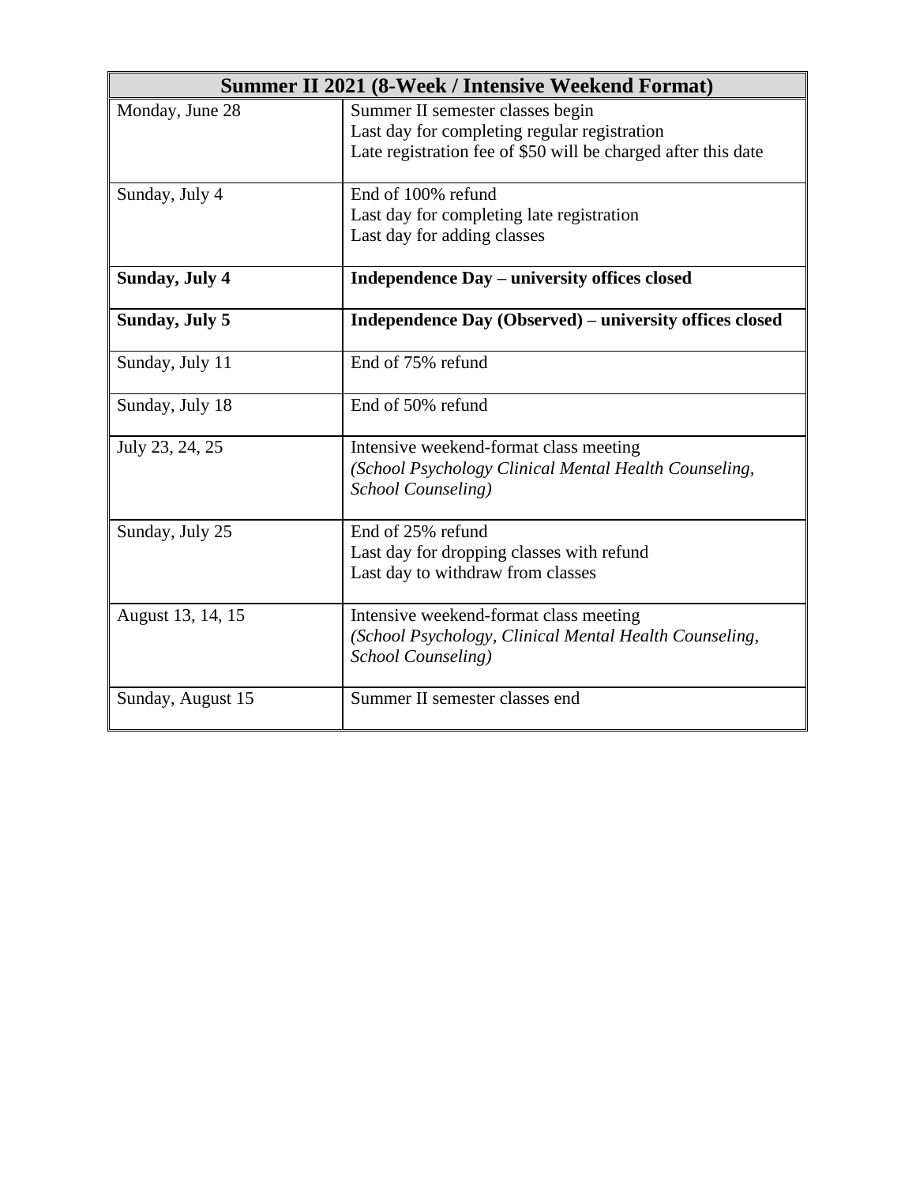| Summer II 2021 (8-Week / Intensive Weekend Format) | |
|---|---|
| Monday, June 28 | Summer II semester classes begin<br>Last day for completing regular registration<br>Late registration fee of $50 will be charged after this date |
| Sunday, July 4 | End of 100% refund<br>Last day for completing late registration<br>Last day for adding classes |
| **Sunday, July 4** | **Independence Day – university offices closed** |
| **Sunday, July 5** | **Independence Day (Observed) – university offices closed** |
| Sunday, July 11 | End of 75% refund |
| Sunday, July 18 | End of 50% refund |
| July 23, 24, 25 | Intensive weekend-format class meeting<br>*(School Psychology Clinical Mental Health Counseling, School Counseling)* |
| Sunday, July 25 | End of 25% refund<br>Last day for dropping classes with refund<br>Last day to withdraw from classes |
| August 13, 14, 15 | Intensive weekend-format class meeting<br>*(School Psychology, Clinical Mental Health Counseling, School Counseling)* |
| Sunday, August 15 | Summer II semester classes end |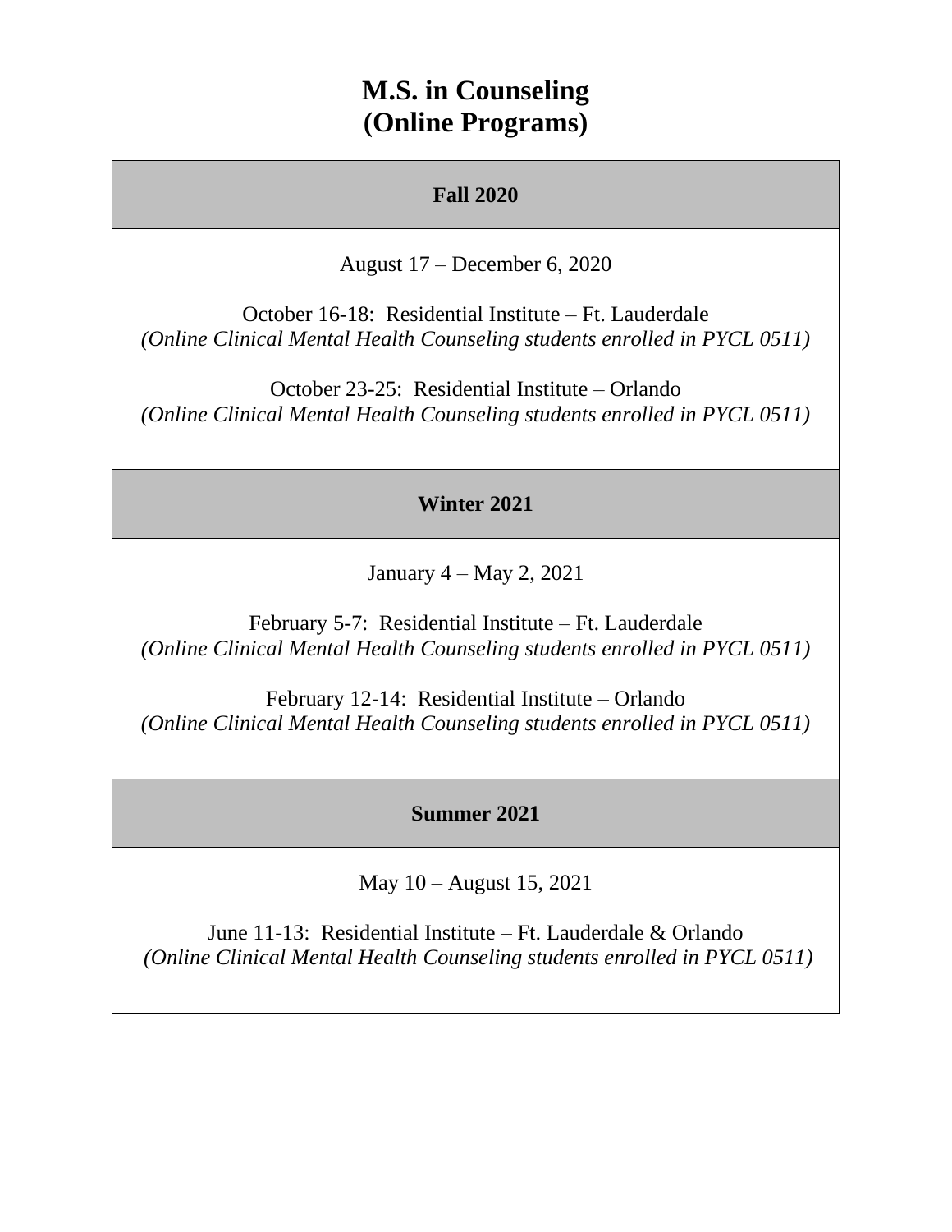# M.S. in Counseling (Online Programs)

| Fall 2020 |
| --- |
| August 17 – December 6, 2020<br><br>October 16-18: Residential Institute – Ft. Lauderdale<br>*(Online Clinical Mental Health Counseling students enrolled in PYCL 0511)*<br><br>October 23-25: Residential Institute – Orlando<br>*(Online Clinical Mental Health Counseling students enrolled in PYCL 0511)* |
| **Winter 2021** |
| January 4 – May 2, 2021<br><br>February 5-7: Residential Institute – Ft. Lauderdale<br>*(Online Clinical Mental Health Counseling students enrolled in PYCL 0511)*<br><br>February 12-14: Residential Institute – Orlando<br>*(Online Clinical Mental Health Counseling students enrolled in PYCL 0511)* |
| **Summer 2021** |
| May 10 – August 15, 2021<br><br>June 11-13: Residential Institute – Ft. Lauderdale & Orlando<br>*(Online Clinical Mental Health Counseling students enrolled in PYCL 0511)* |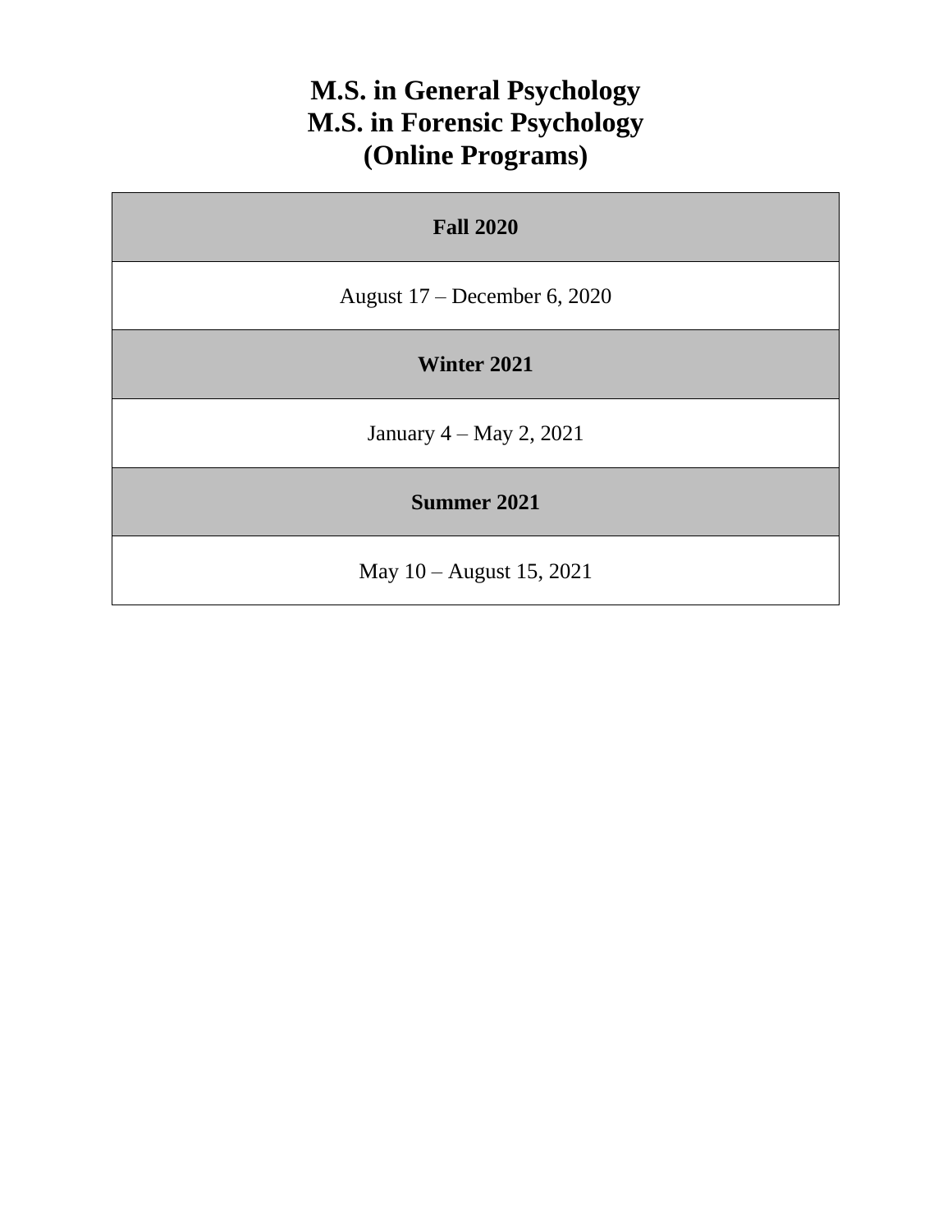# M.S. in General Psychology
# M.S. in Forensic Psychology
# (Online Programs)

| **Fall 2020** |
| --- |
| August 17 – December 6, 2020 |
| **Winter 2021** |
| January 4 – May 2, 2021 |
| **Summer 2021** |
| May 10 – August 15, 2021 |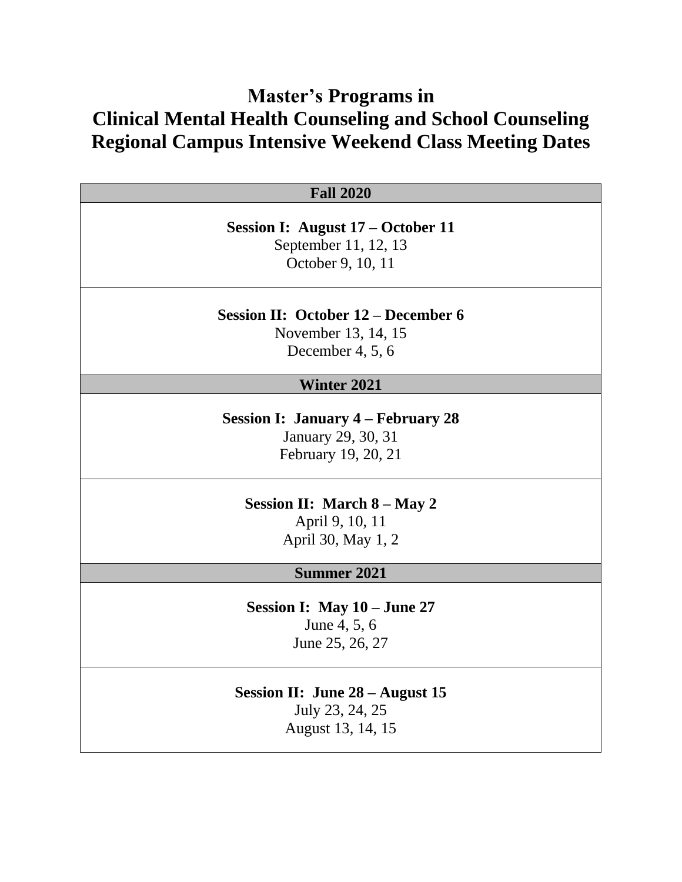# Master's Programs in Clinical Mental Health Counseling and School Counseling Regional Campus Intensive Weekend Class Meeting Dates

| Fall 2020 |
|---|
| **Session I: August 17 – October 11**<br>September 11, 12, 13<br>October 9, 10, 11 |
| **Session II: October 12 – December 6**<br>November 13, 14, 15<br>December 4, 5, 6 |
| **Winter 2021** |
| **Session I: January 4 – February 28**<br>January 29, 30, 31<br>February 19, 20, 21 |
| **Session II: March 8 – May 2**<br>April 9, 10, 11<br>April 30, May 1, 2 |
| **Summer 2021** |
| **Session I: May 10 – June 27**<br>June 4, 5, 6<br>June 25, 26, 27 |
| **Session II: June 28 – August 15**<br>July 23, 24, 25<br>August 13, 14, 15 |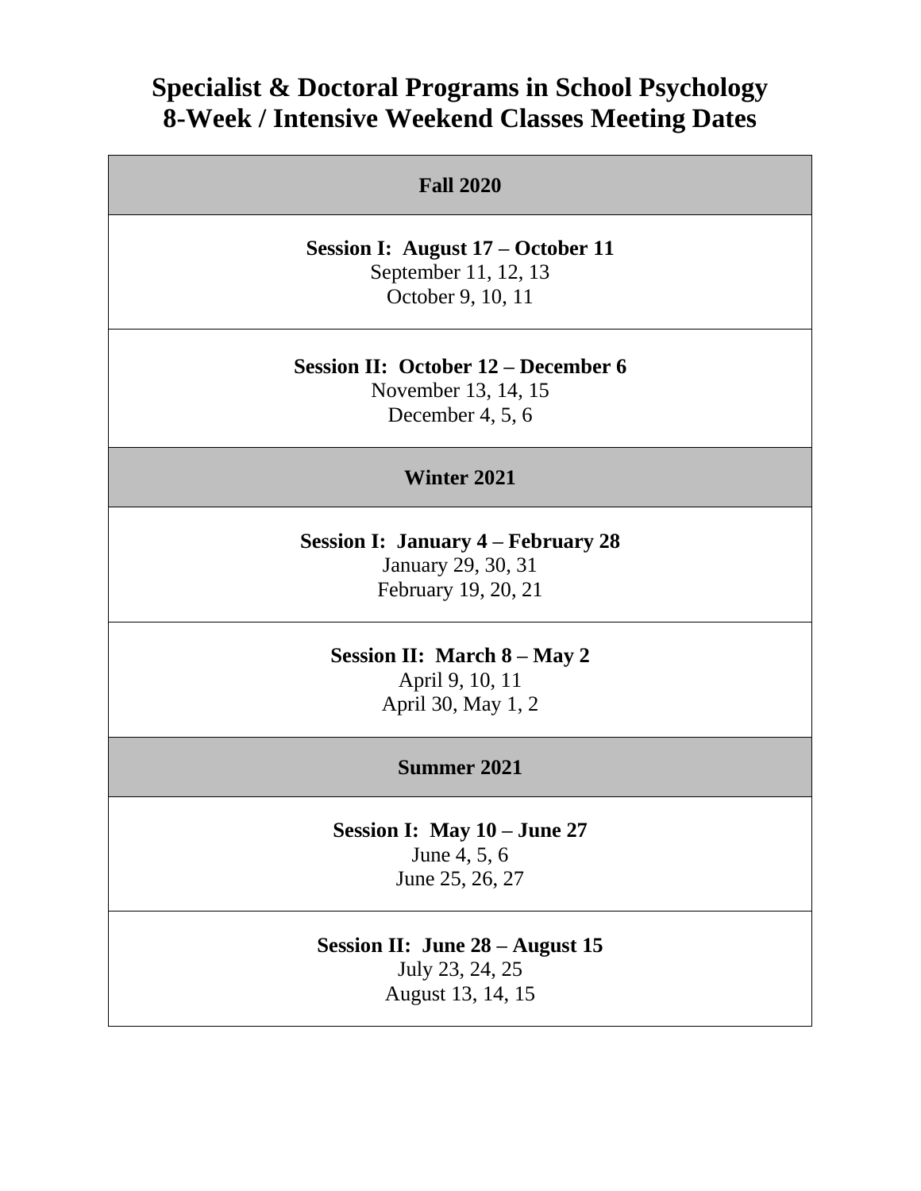# Specialist & Doctoral Programs in School Psychology
# 8-Week / Intensive Weekend Classes Meeting Dates

| **Fall 2020** |
|---|
| **Session I: August 17 – October 11**<br>September 11, 12, 13<br>October 9, 10, 11 |
| **Session II: October 12 – December 6**<br>November 13, 14, 15<br>December 4, 5, 6 |
| **Winter 2021** |
| **Session I: January 4 – February 28**<br>January 29, 30, 31<br>February 19, 20, 21 |
| **Session II: March 8 – May 2**<br>April 9, 10, 11<br>April 30, May 1, 2 |
| **Summer 2021** |
| **Session I: May 10 – June 27**<br>June 4, 5, 6<br>June 25, 26, 27 |
| **Session II: June 28 – August 15**<br>July 23, 24, 25<br>August 13, 14, 15 |